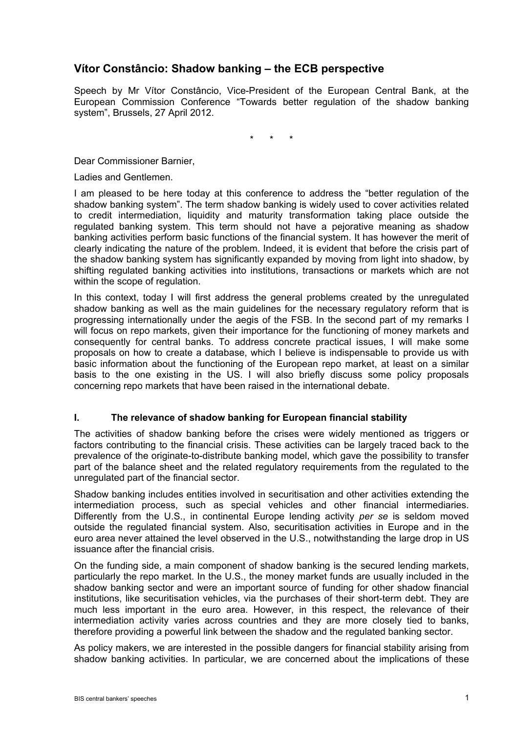# Vítor Constâncio: Shadow banking – the ECB perspective

Speech by Mr Vítor Constâncio, Vice-President of the European Central Bank, at the European Commission Conference "Towards better regulation of the shadow banking system", Brussels, 27 April 2012.

\* \* \*

Dear Commissioner Barnier,

Ladies and Gentlemen.

I am pleased to be here today at this conference to address the "better regulation of the shadow banking system". The term shadow banking is widely used to cover activities related to credit intermediation, liquidity and maturity transformation taking place outside the regulated banking system. This term should not have a pejorative meaning as shadow banking activities perform basic functions of the financial system. It has however the merit of clearly indicating the nature of the problem. Indeed, it is evident that before the crisis part of the shadow banking system has significantly expanded by moving from light into shadow, by shifting regulated banking activities into institutions, transactions or markets which are not within the scope of regulation.

In this context, today I will first address the general problems created by the unregulated shadow banking as well as the main guidelines for the necessary regulatory reform that is progressing internationally under the aegis of the FSB. In the second part of my remarks I will focus on repo markets, given their importance for the functioning of money markets and consequently for central banks. To address concrete practical issues, I will make some proposals on how to create a database, which I believe is indispensable to provide us with basic information about the functioning of the European repo market, at least on a similar basis to the one existing in the US. I will also briefly discuss some policy proposals concerning repo markets that have been raised in the international debate.

## I. The relevance of shadow banking for European financial stability

The activities of shadow banking before the crises were widely mentioned as triggers or factors contributing to the financial crisis. These activities can be largely traced back to the prevalence of the originate-to-distribute banking model, which gave the possibility to transfer part of the balance sheet and the related regulatory requirements from the regulated to the unregulated part of the financial sector.

Shadow banking includes entities involved in securitisation and other activities extending the intermediation process, such as special vehicles and other financial intermediaries. Differently from the U.S., in continental Europe lending activity *per se* is seldom moved outside the regulated financial system. Also, securitisation activities in Europe and in the euro area never attained the level observed in the U.S., notwithstanding the large drop in US issuance after the financial crisis.

On the funding side, a main component of shadow banking is the secured lending markets, particularly the repo market. In the U.S., the money market funds are usually included in the shadow banking sector and were an important source of funding for other shadow financial institutions, like securitisation vehicles, via the purchases of their short-term debt. They are much less important in the euro area. However, in this respect, the relevance of their intermediation activity varies across countries and they are more closely tied to banks, therefore providing a powerful link between the shadow and the regulated banking sector.

As policy makers, we are interested in the possible dangers for financial stability arising from shadow banking activities. In particular, we are concerned about the implications of these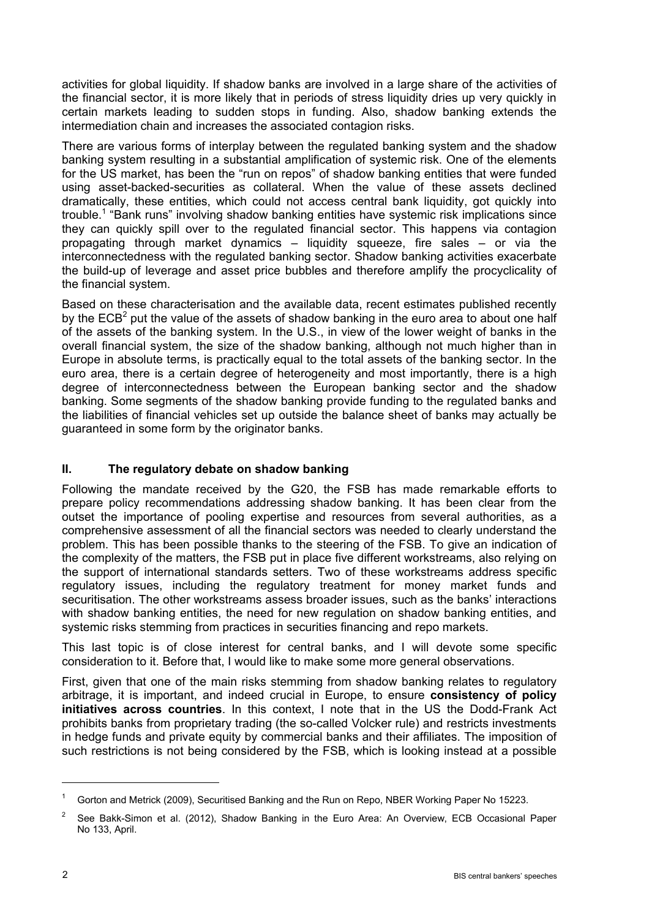activities for global liquidity. If shadow banks are involved in a large share of the activities of the financial sector, it is more likely that in periods of stress liquidity dries up very quickly in certain markets leading to sudden stops in funding. Also, shadow banking extends the intermediation chain and increases the associated contagion risks.

There are various forms of interplay between the regulated banking system and the shadow banking system resulting in a substantial amplification of systemic risk. One of the elements for the US market, has been the "run on repos" of shadow banking entities that were funded using asset-backed-securities as collateral. When the value of these assets declined dramatically, these entities, which could not access central bank liquidity, got quickly into trouble.[1] "Bank runs" involving shadow banking entities have systemic risk implications since they can quickly spill over to the regulated financial sector. This happens via contagion propagating through market dynamics – liquidity squeeze, fire sales – or via the interconnectedness with the regulated banking sector. Shadow banking activities exacerbate the build-up of leverage and asset price bubbles and therefore amplify the procyclicality of the financial system.

Based on these characterisation and the available data, recent estimates published recently by the ECB[2] put the value of the assets of shadow banking in the euro area to about one half of the assets of the banking system. In the U.S., in view of the lower weight of banks in the overall financial system, the size of the shadow banking, although not much higher than in Europe in absolute terms, is practically equal to the total assets of the banking sector. In the euro area, there is a certain degree of heterogeneity and most importantly, there is a high degree of interconnectedness between the European banking sector and the shadow banking. Some segments of the shadow banking provide funding to the regulated banks and the liabilities of financial vehicles set up outside the balance sheet of banks may actually be guaranteed in some form by the originator banks.

## II. The regulatory debate on shadow banking

Following the mandate received by the G20, the FSB has made remarkable efforts to prepare policy recommendations addressing shadow banking. It has been clear from the outset the importance of pooling expertise and resources from several authorities, as a comprehensive assessment of all the financial sectors was needed to clearly understand the problem. This has been possible thanks to the steering of the FSB. To give an indication of the complexity of the matters, the FSB put in place five different workstreams, also relying on the support of international standards setters. Two of these workstreams address specific regulatory issues, including the regulatory treatment for money market funds and securitisation. The other workstreams assess broader issues, such as the banks' interactions with shadow banking entities, the need for new regulation on shadow banking entities, and systemic risks stemming from practices in securities financing and repo markets.

This last topic is of close interest for central banks, and I will devote some specific consideration to it. Before that, I would like to make some more general observations.

First, given that one of the main risks stemming from shadow banking relates to regulatory arbitrage, it is important, and indeed crucial in Europe, to ensure **consistency of policy initiatives across countries**. In this context, I note that in the US the Dodd-Frank Act prohibits banks from proprietary trading (the so-called Volcker rule) and restricts investments in hedge funds and private equity by commercial banks and their affiliates. The imposition of such restrictions is not being considered by the FSB, which is looking instead at a possible

---

[1] Gorton and Metrick (2009), Securitised Banking and the Run on Repo, NBER Working Paper No 15223.

[2] See Bakk-Simon et al. (2012), Shadow Banking in the Euro Area: An Overview, ECB Occasional Paper No 133, April.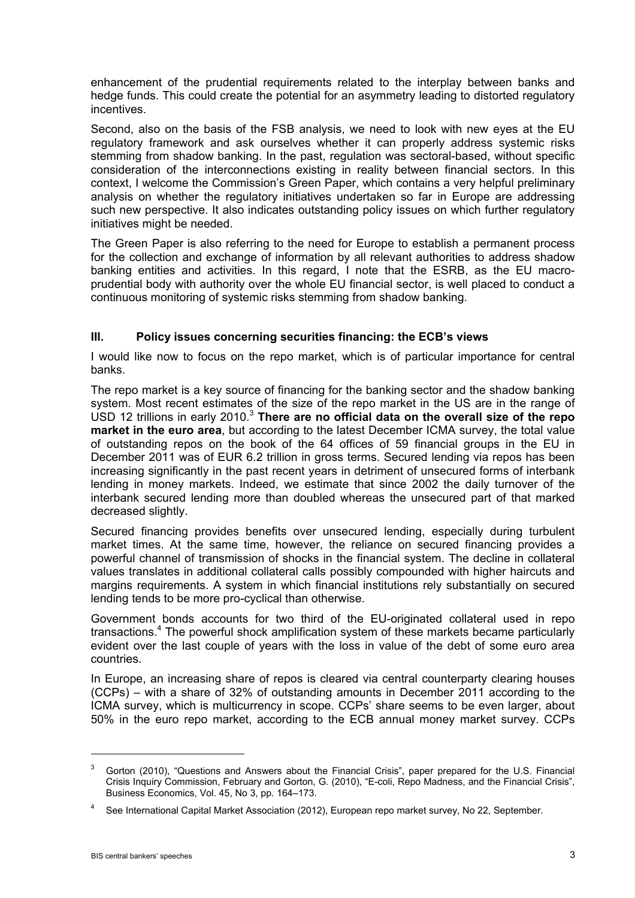enhancement of the prudential requirements related to the interplay between banks and hedge funds. This could create the potential for an asymmetry leading to distorted regulatory incentives.

Second, also on the basis of the FSB analysis, we need to look with new eyes at the EU regulatory framework and ask ourselves whether it can properly address systemic risks stemming from shadow banking. In the past, regulation was sectoral-based, without specific consideration of the interconnections existing in reality between financial sectors. In this context, I welcome the Commission's Green Paper, which contains a very helpful preliminary analysis on whether the regulatory initiatives undertaken so far in Europe are addressing such new perspective. It also indicates outstanding policy issues on which further regulatory initiatives might be needed.

The Green Paper is also referring to the need for Europe to establish a permanent process for the collection and exchange of information by all relevant authorities to address shadow banking entities and activities. In this regard, I note that the ESRB, as the EU macro-prudential body with authority over the whole EU financial sector, is well placed to conduct a continuous monitoring of systemic risks stemming from shadow banking.

## III. Policy issues concerning securities financing: the ECB's views

I would like now to focus on the repo market, which is of particular importance for central banks.

The repo market is a key source of financing for the banking sector and the shadow banking system. Most recent estimates of the size of the repo market in the US are in the range of USD 12 trillions in early 2010.[3] **There are no official data on the overall size of the repo market in the euro area**, but according to the latest December ICMA survey, the total value of outstanding repos on the book of the 64 offices of 59 financial groups in the EU in December 2011 was of EUR 6.2 trillion in gross terms. Secured lending via repos has been increasing significantly in the past recent years in detriment of unsecured forms of interbank lending in money markets. Indeed, we estimate that since 2002 the daily turnover of the interbank secured lending more than doubled whereas the unsecured part of that marked decreased slightly.

Secured financing provides benefits over unsecured lending, especially during turbulent market times. At the same time, however, the reliance on secured financing provides a powerful channel of transmission of shocks in the financial system. The decline in collateral values translates in additional collateral calls possibly compounded with higher haircuts and margins requirements. A system in which financial institutions rely substantially on secured lending tends to be more pro-cyclical than otherwise.

Government bonds accounts for two third of the EU-originated collateral used in repo transactions.[4] The powerful shock amplification system of these markets became particularly evident over the last couple of years with the loss in value of the debt of some euro area countries.

In Europe, an increasing share of repos is cleared via central counterparty clearing houses (CCPs) – with a share of 32% of outstanding amounts in December 2011 according to the ICMA survey, which is multicurrency in scope. CCPs' share seems to be even larger, about 50% in the euro repo market, according to the ECB annual money market survey. CCPs

---

[3] Gorton (2010), "Questions and Answers about the Financial Crisis", paper prepared for the U.S. Financial Crisis Inquiry Commission, February and Gorton, G. (2010), "E-coli, Repo Madness, and the Financial Crisis", Business Economics, Vol. 45, No 3, pp. 164–173.

[4] See International Capital Market Association (2012), European repo market survey, No 22, September.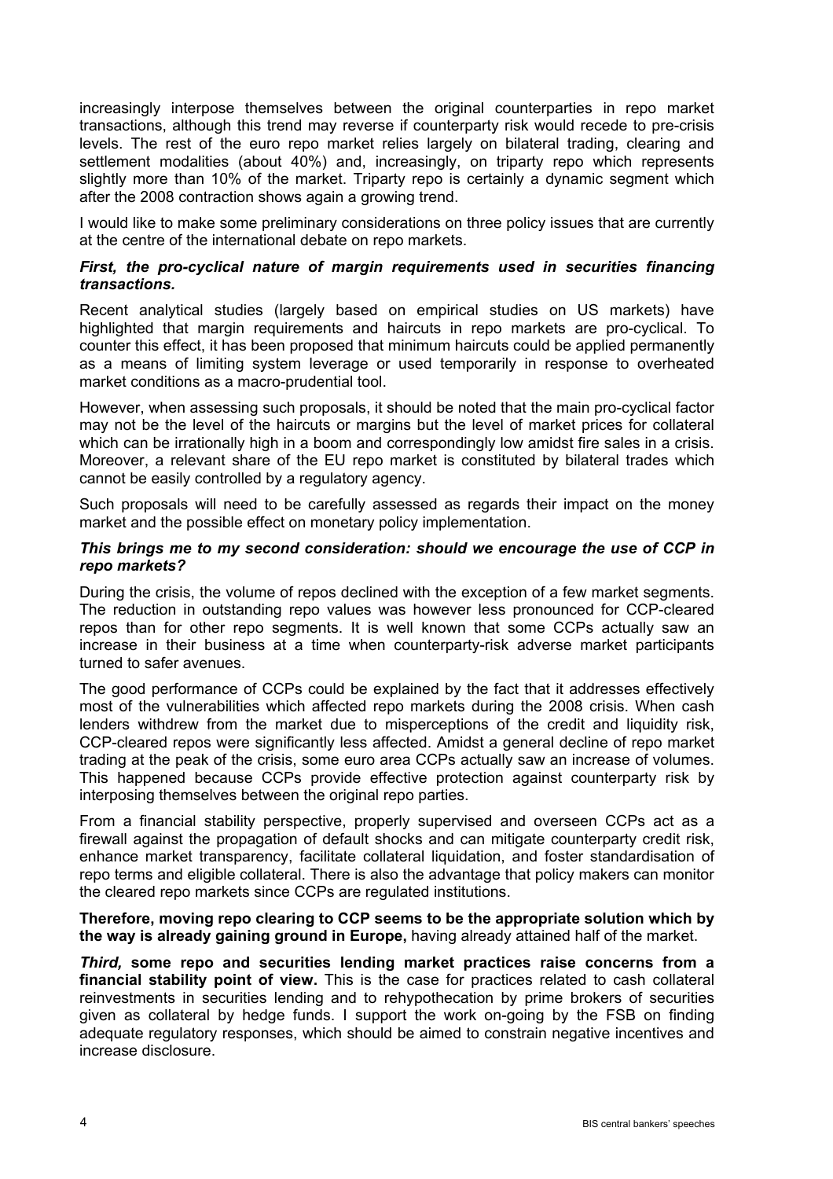increasingly interpose themselves between the original counterparties in repo market transactions, although this trend may reverse if counterparty risk would recede to pre-crisis levels. The rest of the euro repo market relies largely on bilateral trading, clearing and settlement modalities (about 40%) and, increasingly, on triparty repo which represents slightly more than 10% of the market. Triparty repo is certainly a dynamic segment which after the 2008 contraction shows again a growing trend.

I would like to make some preliminary considerations on three policy issues that are currently at the centre of the international debate on repo markets.

***First, the pro-cyclical nature of margin requirements used in securities financing transactions.***

Recent analytical studies (largely based on empirical studies on US markets) have highlighted that margin requirements and haircuts in repo markets are pro-cyclical. To counter this effect, it has been proposed that minimum haircuts could be applied permanently as a means of limiting system leverage or used temporarily in response to overheated market conditions as a macro-prudential tool.

However, when assessing such proposals, it should be noted that the main pro-cyclical factor may not be the level of the haircuts or margins but the level of market prices for collateral which can be irrationally high in a boom and correspondingly low amidst fire sales in a crisis. Moreover, a relevant share of the EU repo market is constituted by bilateral trades which cannot be easily controlled by a regulatory agency.

Such proposals will need to be carefully assessed as regards their impact on the money market and the possible effect on monetary policy implementation.

***This brings me to my second consideration: should we encourage the use of CCP in repo markets?***

During the crisis, the volume of repos declined with the exception of a few market segments. The reduction in outstanding repo values was however less pronounced for CCP-cleared repos than for other repo segments. It is well known that some CCPs actually saw an increase in their business at a time when counterparty-risk adverse market participants turned to safer avenues.

The good performance of CCPs could be explained by the fact that it addresses effectively most of the vulnerabilities which affected repo markets during the 2008 crisis. When cash lenders withdrew from the market due to misperceptions of the credit and liquidity risk, CCP-cleared repos were significantly less affected. Amidst a general decline of repo market trading at the peak of the crisis, some euro area CCPs actually saw an increase of volumes. This happened because CCPs provide effective protection against counterparty risk by interposing themselves between the original repo parties.

From a financial stability perspective, properly supervised and overseen CCPs act as a firewall against the propagation of default shocks and can mitigate counterparty credit risk, enhance market transparency, facilitate collateral liquidation, and foster standardisation of repo terms and eligible collateral. There is also the advantage that policy makers can monitor the cleared repo markets since CCPs are regulated institutions.

**Therefore, moving repo clearing to CCP seems to be the appropriate solution which by the way is already gaining ground in Europe,** having already attained half of the market.

***Third,*** **some repo and securities lending market practices raise concerns from a financial stability point of view.** This is the case for practices related to cash collateral reinvestments in securities lending and to rehypothecation by prime brokers of securities given as collateral by hedge funds. I support the work on-going by the FSB on finding adequate regulatory responses, which should be aimed to constrain negative incentives and increase disclosure.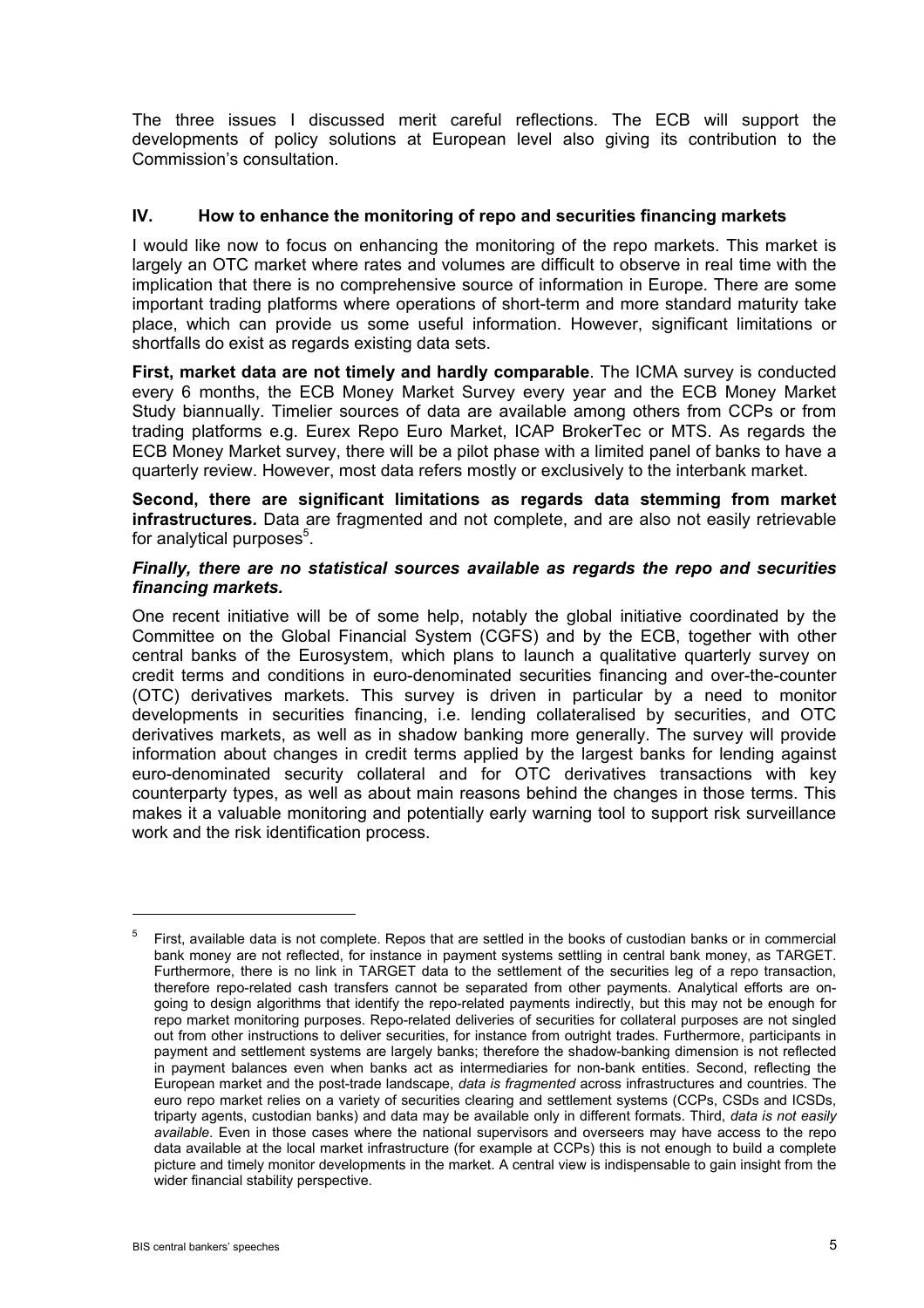The three issues I discussed merit careful reflections. The ECB will support the developments of policy solutions at European level also giving its contribution to the Commission's consultation.

## IV. How to enhance the monitoring of repo and securities financing markets

I would like now to focus on enhancing the monitoring of the repo markets. This market is largely an OTC market where rates and volumes are difficult to observe in real time with the implication that there is no comprehensive source of information in Europe. There are some important trading platforms where operations of short-term and more standard maturity take place, which can provide us some useful information. However, significant limitations or shortfalls do exist as regards existing data sets.

**First, market data are not timely and hardly comparable**. The ICMA survey is conducted every 6 months, the ECB Money Market Survey every year and the ECB Money Market Study biannually. Timelier sources of data are available among others from CCPs or from trading platforms e.g. Eurex Repo Euro Market, ICAP BrokerTec or MTS. As regards the ECB Money Market survey, there will be a pilot phase with a limited panel of banks to have a quarterly review. However, most data refers mostly or exclusively to the interbank market.

**Second, there are significant limitations as regards data stemming from market infrastructures.** Data are fragmented and not complete, and are also not easily retrievable for analytical purposes[5].

***Finally, there are no statistical sources available as regards the repo and securities financing markets.***

One recent initiative will be of some help, notably the global initiative coordinated by the Committee on the Global Financial System (CGFS) and by the ECB, together with other central banks of the Eurosystem, which plans to launch a qualitative quarterly survey on credit terms and conditions in euro-denominated securities financing and over-the-counter (OTC) derivatives markets. This survey is driven in particular by a need to monitor developments in securities financing, i.e. lending collateralised by securities, and OTC derivatives markets, as well as in shadow banking more generally. The survey will provide information about changes in credit terms applied by the largest banks for lending against euro-denominated security collateral and for OTC derivatives transactions with key counterparty types, as well as about main reasons behind the changes in those terms. This makes it a valuable monitoring and potentially early warning tool to support risk surveillance work and the risk identification process.

---

[5] First, available data is not complete. Repos that are settled in the books of custodian banks or in commercial bank money are not reflected, for instance in payment systems settling in central bank money, as TARGET. Furthermore, there is no link in TARGET data to the settlement of the securities leg of a repo transaction, therefore repo-related cash transfers cannot be separated from other payments. Analytical efforts are on-going to design algorithms that identify the repo-related payments indirectly, but this may not be enough for repo market monitoring purposes. Repo-related deliveries of securities for collateral purposes are not singled out from other instructions to deliver securities, for instance from outright trades. Furthermore, participants in payment and settlement systems are largely banks; therefore the shadow-banking dimension is not reflected in payment balances even when banks act as intermediaries for non-bank entities. Second, reflecting the European market and the post-trade landscape, *data is fragmented* across infrastructures and countries. The euro repo market relies on a variety of securities clearing and settlement systems (CCPs, CSDs and ICSDs, triparty agents, custodian banks) and data may be available only in different formats. Third, *data is not easily available*. Even in those cases where the national supervisors and overseers may have access to the repo data available at the local market infrastructure (for example at CCPs) this is not enough to build a complete picture and timely monitor developments in the market. A central view is indispensable to gain insight from the wider financial stability perspective.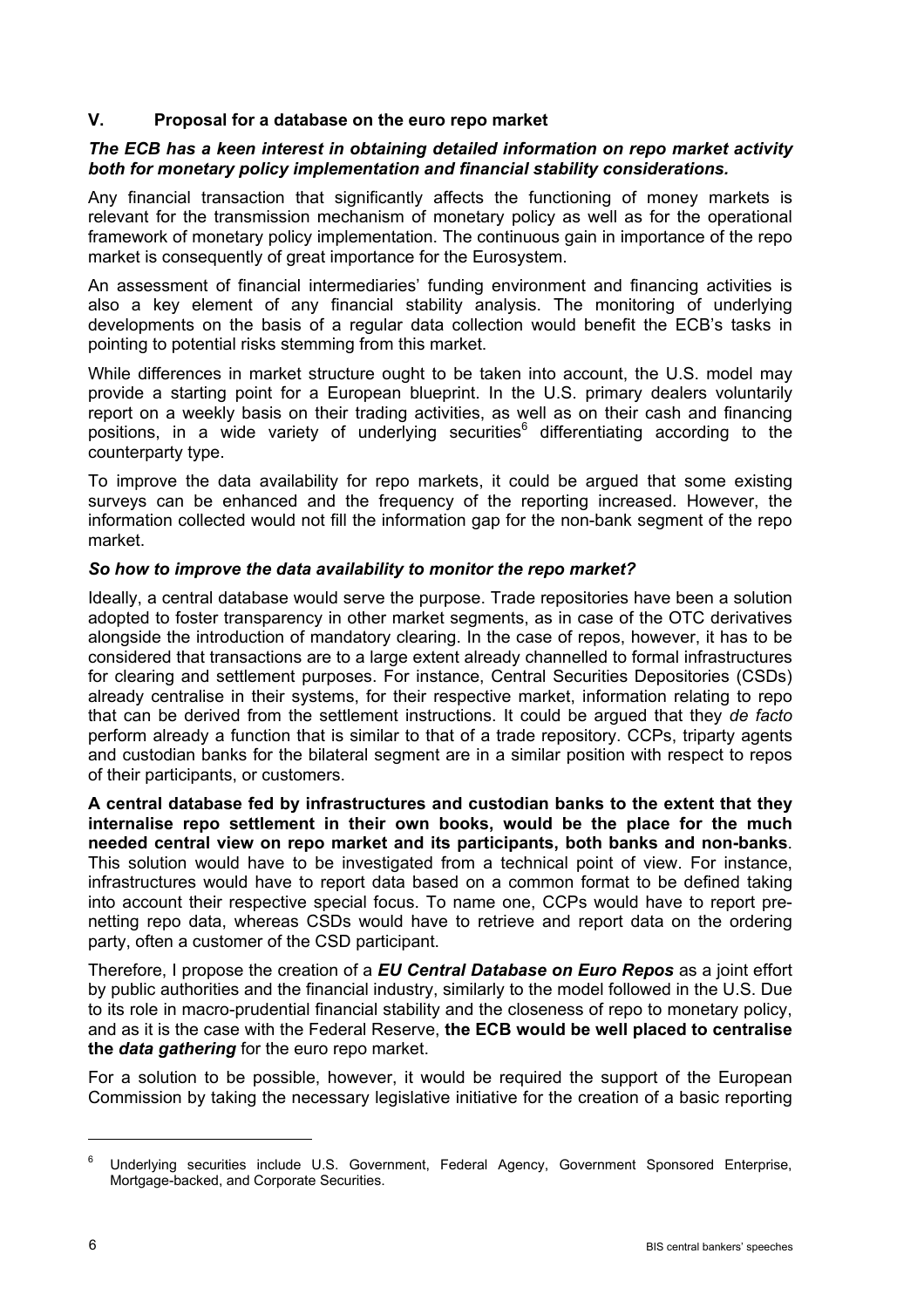## V. Proposal for a database on the euro repo market

***The ECB has a keen interest in obtaining detailed information on repo market activity both for monetary policy implementation and financial stability considerations.***

Any financial transaction that significantly affects the functioning of money markets is relevant for the transmission mechanism of monetary policy as well as for the operational framework of monetary policy implementation. The continuous gain in importance of the repo market is consequently of great importance for the Eurosystem.

An assessment of financial intermediaries' funding environment and financing activities is also a key element of any financial stability analysis. The monitoring of underlying developments on the basis of a regular data collection would benefit the ECB's tasks in pointing to potential risks stemming from this market.

While differences in market structure ought to be taken into account, the U.S. model may provide a starting point for a European blueprint. In the U.S. primary dealers voluntarily report on a weekly basis on their trading activities, as well as on their cash and financing positions, in a wide variety of underlying securities[6] differentiating according to the counterparty type.

To improve the data availability for repo markets, it could be argued that some existing surveys can be enhanced and the frequency of the reporting increased. However, the information collected would not fill the information gap for the non-bank segment of the repo market.

***So how to improve the data availability to monitor the repo market?***

Ideally, a central database would serve the purpose. Trade repositories have been a solution adopted to foster transparency in other market segments, as in case of the OTC derivatives alongside the introduction of mandatory clearing. In the case of repos, however, it has to be considered that transactions are to a large extent already channelled to formal infrastructures for clearing and settlement purposes. For instance, Central Securities Depositories (CSDs) already centralise in their systems, for their respective market, information relating to repo that can be derived from the settlement instructions. It could be argued that they *de facto* perform already a function that is similar to that of a trade repository. CCPs, triparty agents and custodian banks for the bilateral segment are in a similar position with respect to repos of their participants, or customers.

**A central database fed by infrastructures and custodian banks to the extent that they internalise repo settlement in their own books, would be the place for the much needed central view on repo market and its participants, both banks and non-banks**. This solution would have to be investigated from a technical point of view. For instance, infrastructures would have to report data based on a common format to be defined taking into account their respective special focus. To name one, CCPs would have to report pre-netting repo data, whereas CSDs would have to retrieve and report data on the ordering party, often a customer of the CSD participant.

Therefore, I propose the creation of a ***EU Central Database on Euro Repos*** as a joint effort by public authorities and the financial industry, similarly to the model followed in the U.S. Due to its role in macro-prudential financial stability and the closeness of repo to monetary policy, and as it is the case with the Federal Reserve, **the ECB would be well placed to centralise the *data gathering*** for the euro repo market.

For a solution to be possible, however, it would be required the support of the European Commission by taking the necessary legislative initiative for the creation of a basic reporting

---

[6] Underlying securities include U.S. Government, Federal Agency, Government Sponsored Enterprise, Mortgage-backed, and Corporate Securities.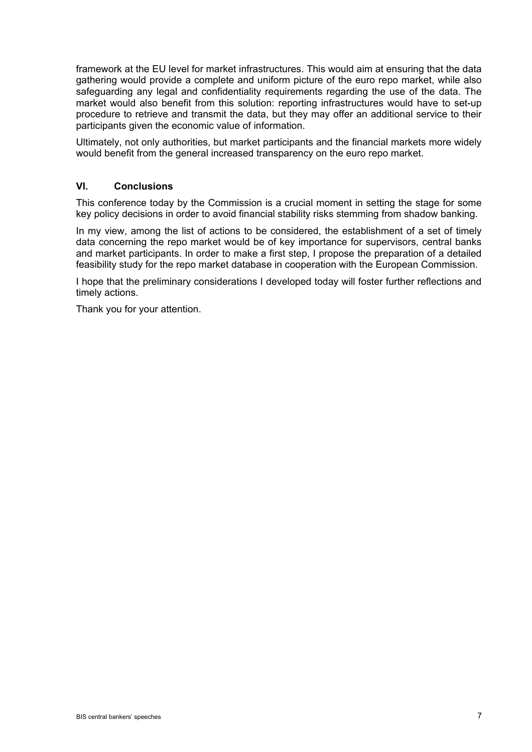framework at the EU level for market infrastructures. This would aim at ensuring that the data gathering would provide a complete and uniform picture of the euro repo market, while also safeguarding any legal and confidentiality requirements regarding the use of the data. The market would also benefit from this solution: reporting infrastructures would have to set-up procedure to retrieve and transmit the data, but they may offer an additional service to their participants given the economic value of information.

Ultimately, not only authorities, but market participants and the financial markets more widely would benefit from the general increased transparency on the euro repo market.

## VI. Conclusions

This conference today by the Commission is a crucial moment in setting the stage for some key policy decisions in order to avoid financial stability risks stemming from shadow banking.

In my view, among the list of actions to be considered, the establishment of a set of timely data concerning the repo market would be of key importance for supervisors, central banks and market participants. In order to make a first step, I propose the preparation of a detailed feasibility study for the repo market database in cooperation with the European Commission.

I hope that the preliminary considerations I developed today will foster further reflections and timely actions.

Thank you for your attention.